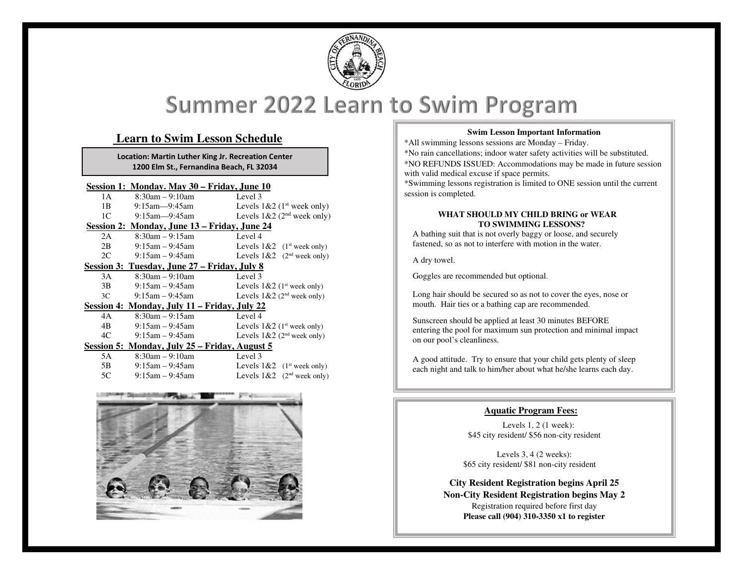# Summer 2022 Learn to Swim Program

## Learn to Swim Lesson Schedule

**Location: Martin Luther King Jr. Recreation Center**
**1200 Elm St., Fernandina Beach, FL 32034**

**Session 1: Monday. May 30 – Friday, June 10**

| | | |
|---|---|---|
| 1A | 8:30am – 9:10am | Level 3 |
| 1B | 9:15am—9:45am | Levels 1&2 (1st week only) |
| 1C | 9:15am—9:45am | Levels 1&2 (2nd week only) |

**Session 2: Monday, June 13 – Friday, June 24**

| | | |
|---|---|---|
| 2A | 8:30am – 9:15am | Level 4 |
| 2B | 9:15am – 9:45am | Levels 1&2 (1st week only) |
| 2C | 9:15am – 9:45am | Levels 1&2 (2nd week only) |

**Session 3: Tuesday, June 27 – Friday, July 8**

| | | |
|---|---|---|
| 3A | 8:30am – 9:10am | Level 3 |
| 3B | 9:15am – 9:45am | Levels 1&2 (1st week only) |
| 3C | 9:15am – 9:45am | Levels 1&2 (2nd week only) |

**Session 4: Monday, July 11 – Friday, July 22**

| | | |
|---|---|---|
| 4A | 8:30am – 9:15am | Level 4 |
| 4B | 9:15am – 9:45am | Levels 1&2 (1st week only) |
| 4C | 9:15am – 9:45am | Levels 1&2 (2nd week only) |

**Session 5: Monday, July 25 – Friday, August 5**

| | | |
|---|---|---|
| 5A | 8:30am – 9:10am | Level 3 |
| 5B | 9:15am – 9:45am | Levels 1&2 (1st week only) |
| 5C | 9:15am – 9:45am | Levels 1&2 (2nd week only) |

**Swim Lesson Important Information**

*All swimming lessons sessions are Monday – Friday.
*No rain cancellations; indoor water safety activities will be substituted.
*NO REFUNDS ISSUED: Accommodations may be made in future session with valid medical excuse if space permits.
*Swimming lessons registration is limited to ONE session until the current session is completed.

**WHAT SHOULD MY CHILD BRING or WEAR TO SWIMMING LESSONS?**

A bathing suit that is not overly baggy or loose, and securely fastened, so as not to interfere with motion in the water.

A dry towel.

Goggles are recommended but optional.

Long hair should be secured so as not to cover the eyes, nose or mouth. Hair ties or a bathing cap are recommended.

Sunscreen should be applied at least 30 minutes BEFORE entering the pool for maximum sun protection and minimal impact on our pool's cleanliness.

A good attitude. Try to ensure that your child gets plenty of sleep each night and talk to him/her about what he/she learns each day.

**Aquatic Program Fees:**

Levels 1, 2 (1 week):
$45 city resident/ $56 non-city resident

Levels 3, 4 (2 weeks):
$65 city resident/ $81 non-city resident

**City Resident Registration begins April 25**
**Non-City Resident Registration begins May 2**
Registration required before first day
**Please call (904) 310-3350 x1 to register**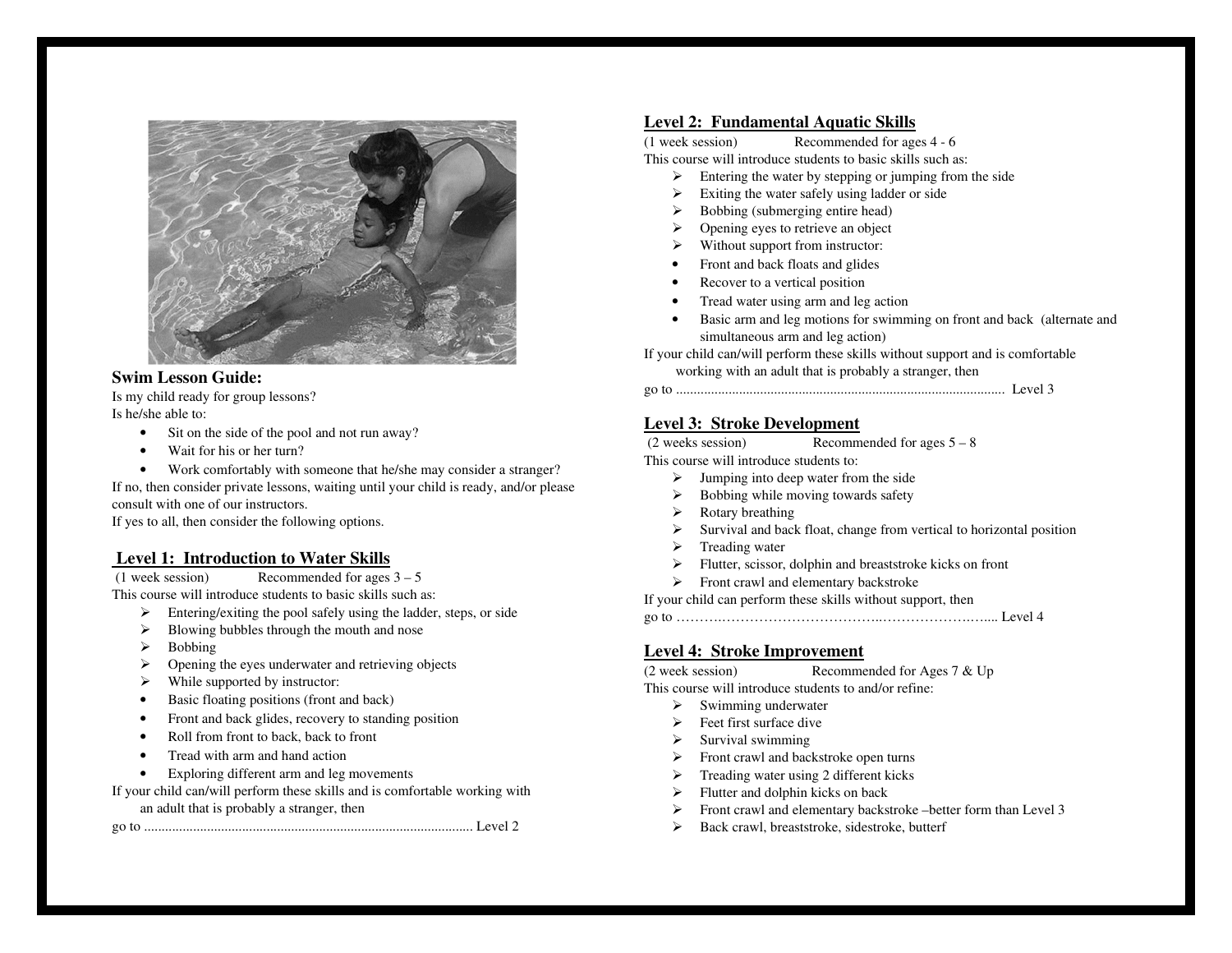**Swim Lesson Guide:**

Is my child ready for group lessons?
Is he/she able to:

- Sit on the side of the pool and not run away?
- Wait for his or her turn?
- Work comfortably with someone that he/she may consider a stranger?

If no, then consider private lessons, waiting until your child is ready, and/or please consult with one of our instructors.
If yes to all, then consider the following options.

## Level 1: Introduction to Water Skills

(1 week session) Recommended for ages 3 – 5

This course will introduce students to basic skills such as:

- Entering/exiting the pool safely using the ladder, steps, or side
- Blowing bubbles through the mouth and nose
- Bobbing
- Opening the eyes underwater and retrieving objects
- While supported by instructor:
- Basic floating positions (front and back)
- Front and back glides, recovery to standing position
- Roll from front to back, back to front
- Tread with arm and hand action
- Exploring different arm and leg movements

If your child can/will perform these skills and is comfortable working with an adult that is probably a stranger, then
go to ............................................................................................ Level 2

## Level 2: Fundamental Aquatic Skills

(1 week session) Recommended for ages 4 - 6

This course will introduce students to basic skills such as:

- Entering the water by stepping or jumping from the side
- Exiting the water safely using ladder or side
- Bobbing (submerging entire head)
- Opening eyes to retrieve an object
- Without support from instructor:
- Front and back floats and glides
- Recover to a vertical position
- Tread water using arm and leg action
- Basic arm and leg motions for swimming on front and back (alternate and simultaneous arm and leg action)

If your child can/will perform these skills without support and is comfortable working with an adult that is probably a stranger, then
go to ............................................................................................ Level 3

## Level 3: Stroke Development

(2 weeks session) Recommended for ages 5 – 8

This course will introduce students to:

- Jumping into deep water from the side
- Bobbing while moving towards safety
- Rotary breathing
- Survival and back float, change from vertical to horizontal position
- Treading water
- Flutter, scissor, dolphin and breaststroke kicks on front
- Front crawl and elementary backstroke

If your child can perform these skills without support, then
go to ………………………………………………………………….... Level 4

## Level 4: Stroke Improvement

(2 week session) Recommended for Ages 7 & Up

This course will introduce students to and/or refine:

- Swimming underwater
- Feet first surface dive
- Survival swimming
- Front crawl and backstroke open turns
- Treading water using 2 different kicks
- Flutter and dolphin kicks on back
- Front crawl and elementary backstroke –better form than Level 3
- Back crawl, breaststroke, sidestroke, butterf